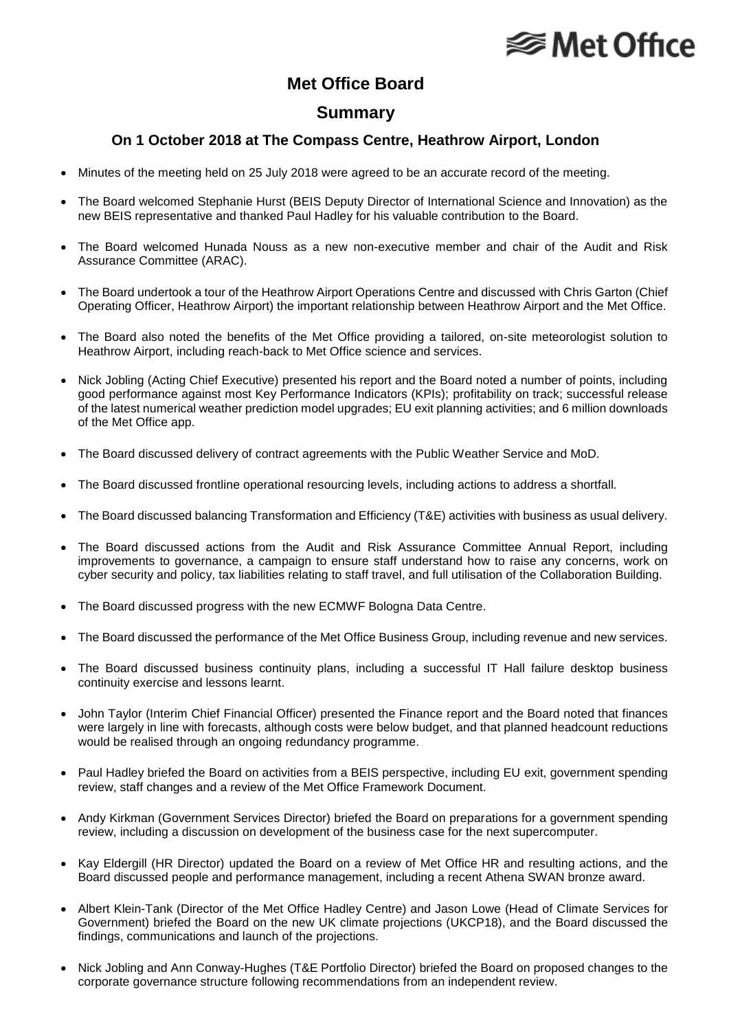# Met Office Board

## Summary

### On 1 October 2018 at The Compass Centre, Heathrow Airport, London

- Minutes of the meeting held on 25 July 2018 were agreed to be an accurate record of the meeting.
- The Board welcomed Stephanie Hurst (BEIS Deputy Director of International Science and Innovation) as the new BEIS representative and thanked Paul Hadley for his valuable contribution to the Board.
- The Board welcomed Hunada Nouss as a new non-executive member and chair of the Audit and Risk Assurance Committee (ARAC).
- The Board undertook a tour of the Heathrow Airport Operations Centre and discussed with Chris Garton (Chief Operating Officer, Heathrow Airport) the important relationship between Heathrow Airport and the Met Office.
- The Board also noted the benefits of the Met Office providing a tailored, on-site meteorologist solution to Heathrow Airport, including reach-back to Met Office science and services.
- Nick Jobling (Acting Chief Executive) presented his report and the Board noted a number of points, including good performance against most Key Performance Indicators (KPIs); profitability on track; successful release of the latest numerical weather prediction model upgrades; EU exit planning activities; and 6 million downloads of the Met Office app.
- The Board discussed delivery of contract agreements with the Public Weather Service and MoD.
- The Board discussed frontline operational resourcing levels, including actions to address a shortfall.
- The Board discussed balancing Transformation and Efficiency (T&E) activities with business as usual delivery.
- The Board discussed actions from the Audit and Risk Assurance Committee Annual Report, including improvements to governance, a campaign to ensure staff understand how to raise any concerns, work on cyber security and policy, tax liabilities relating to staff travel, and full utilisation of the Collaboration Building.
- The Board discussed progress with the new ECMWF Bologna Data Centre.
- The Board discussed the performance of the Met Office Business Group, including revenue and new services.
- The Board discussed business continuity plans, including a successful IT Hall failure desktop business continuity exercise and lessons learnt.
- John Taylor (Interim Chief Financial Officer) presented the Finance report and the Board noted that finances were largely in line with forecasts, although costs were below budget, and that planned headcount reductions would be realised through an ongoing redundancy programme.
- Paul Hadley briefed the Board on activities from a BEIS perspective, including EU exit, government spending review, staff changes and a review of the Met Office Framework Document.
- Andy Kirkman (Government Services Director) briefed the Board on preparations for a government spending review, including a discussion on development of the business case for the next supercomputer.
- Kay Eldergill (HR Director) updated the Board on a review of Met Office HR and resulting actions, and the Board discussed people and performance management, including a recent Athena SWAN bronze award.
- Albert Klein-Tank (Director of the Met Office Hadley Centre) and Jason Lowe (Head of Climate Services for Government) briefed the Board on the new UK climate projections (UKCP18), and the Board discussed the findings, communications and launch of the projections.
- Nick Jobling and Ann Conway-Hughes (T&E Portfolio Director) briefed the Board on proposed changes to the corporate governance structure following recommendations from an independent review.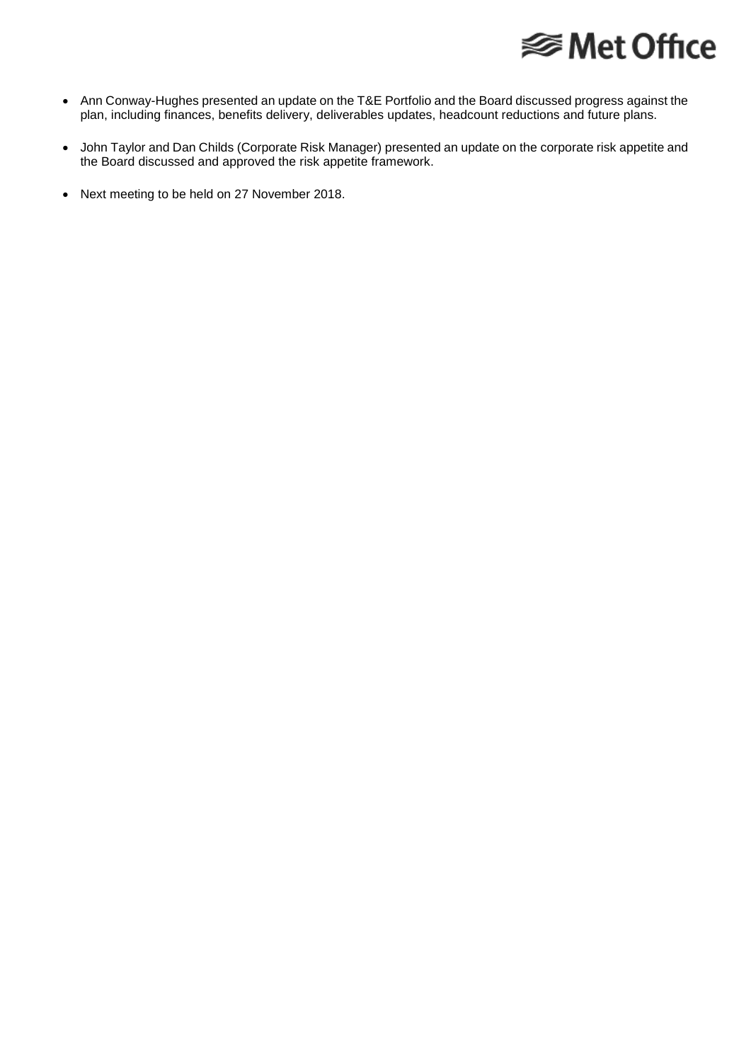- Ann Conway-Hughes presented an update on the T&E Portfolio and the Board discussed progress against the plan, including finances, benefits delivery, deliverables updates, headcount reductions and future plans.

- John Taylor and Dan Childs (Corporate Risk Manager) presented an update on the corporate risk appetite and the Board discussed and approved the risk appetite framework.

- Next meeting to be held on 27 November 2018.